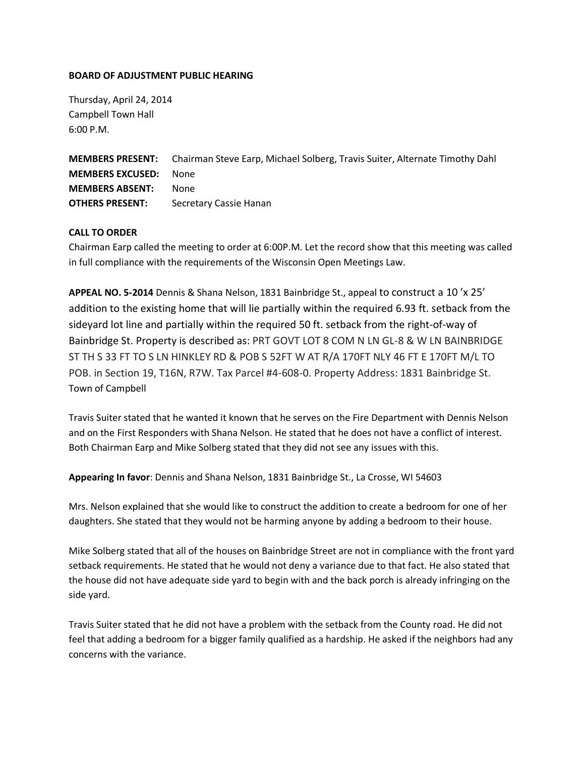**BOARD OF ADJUSTMENT PUBLIC HEARING**

Thursday, April 24, 2014
Campbell Town Hall
6:00 P.M.

**MEMBERS PRESENT:** Chairman Steve Earp, Michael Solberg, Travis Suiter, Alternate Timothy Dahl
**MEMBERS EXCUSED:** None
**MEMBERS ABSENT:** None
**OTHERS PRESENT:** Secretary Cassie Hanan

**CALL TO ORDER**
Chairman Earp called the meeting to order at 6:00P.M. Let the record show that this meeting was called in full compliance with the requirements of the Wisconsin Open Meetings Law.

**APPEAL NO. 5-2014** Dennis & Shana Nelson, 1831 Bainbridge St., appeal to construct a 10 'x 25' addition to the existing home that will lie partially within the required 6.93 ft. setback from the sideyard lot line and partially within the required 50 ft. setback from the right-of-way of Bainbridge St. Property is described as: PRT GOVT LOT 8 COM N LN GL-8 & W LN BAINBRIDGE ST TH S 33 FT TO S LN HINKLEY RD & POB S 52FT W AT R/A 170FT NLY 46 FT E 170FT M/L TO POB. in Section 19, T16N, R7W. Tax Parcel #4-608-0. Property Address: 1831 Bainbridge St. Town of Campbell

Travis Suiter stated that he wanted it known that he serves on the Fire Department with Dennis Nelson and on the First Responders with Shana Nelson. He stated that he does not have a conflict of interest. Both Chairman Earp and Mike Solberg stated that they did not see any issues with this.

**Appearing In favor**: Dennis and Shana Nelson, 1831 Bainbridge St., La Crosse, WI 54603

Mrs. Nelson explained that she would like to construct the addition to create a bedroom for one of her daughters. She stated that they would not be harming anyone by adding a bedroom to their house.

Mike Solberg stated that all of the houses on Bainbridge Street are not in compliance with the front yard setback requirements. He stated that he would not deny a variance due to that fact. He also stated that the house did not have adequate side yard to begin with and the back porch is already infringing on the side yard.

Travis Suiter stated that he did not have a problem with the setback from the County road. He did not feel that adding a bedroom for a bigger family qualified as a hardship. He asked if the neighbors had any concerns with the variance.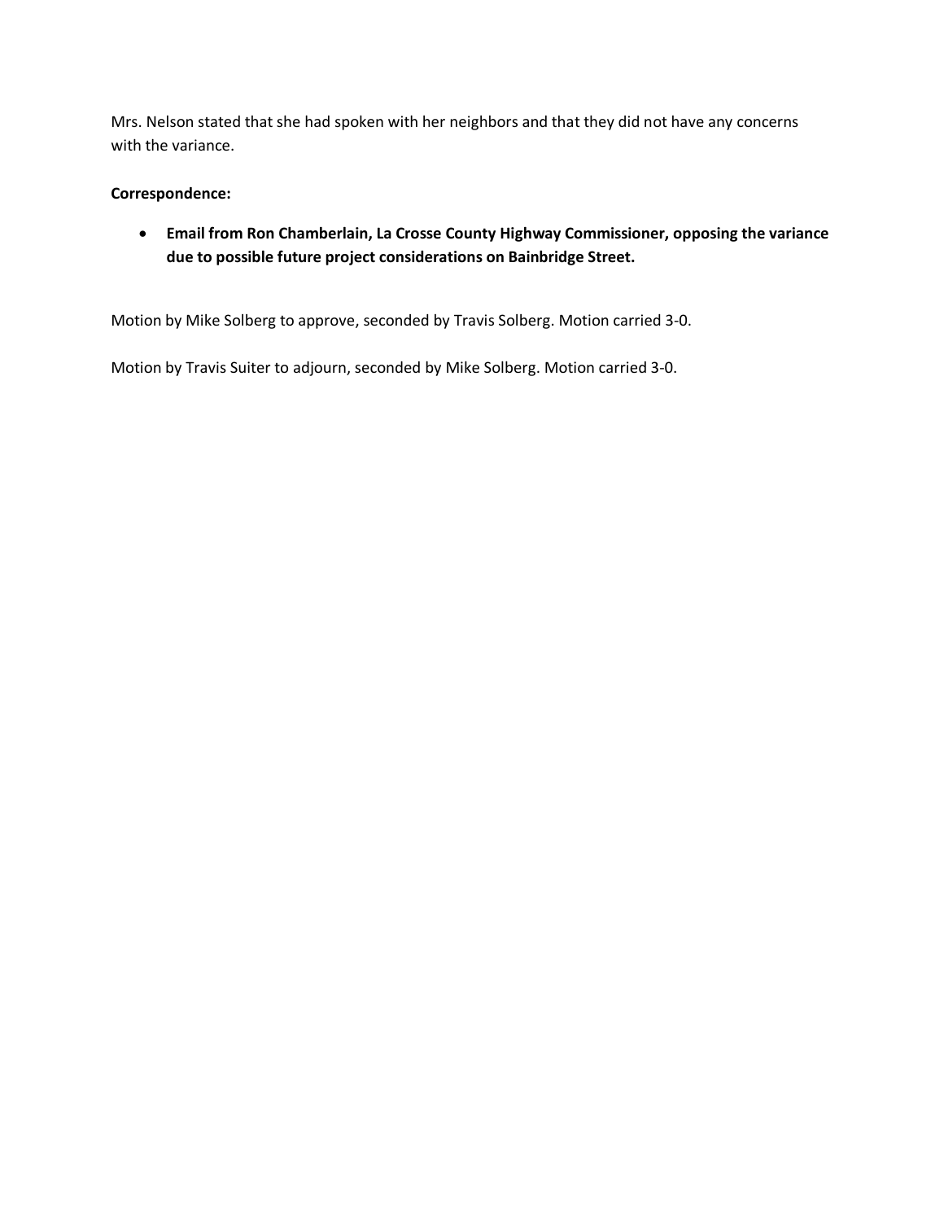Mrs. Nelson stated that she had spoken with her neighbors and that they did not have any concerns with the variance.

**Correspondence:**

- **Email from Ron Chamberlain, La Crosse County Highway Commissioner, opposing the variance due to possible future project considerations on Bainbridge Street.**

Motion by Mike Solberg to approve, seconded by Travis Solberg. Motion carried 3-0.

Motion by Travis Suiter to adjourn, seconded by Mike Solberg. Motion carried 3-0.